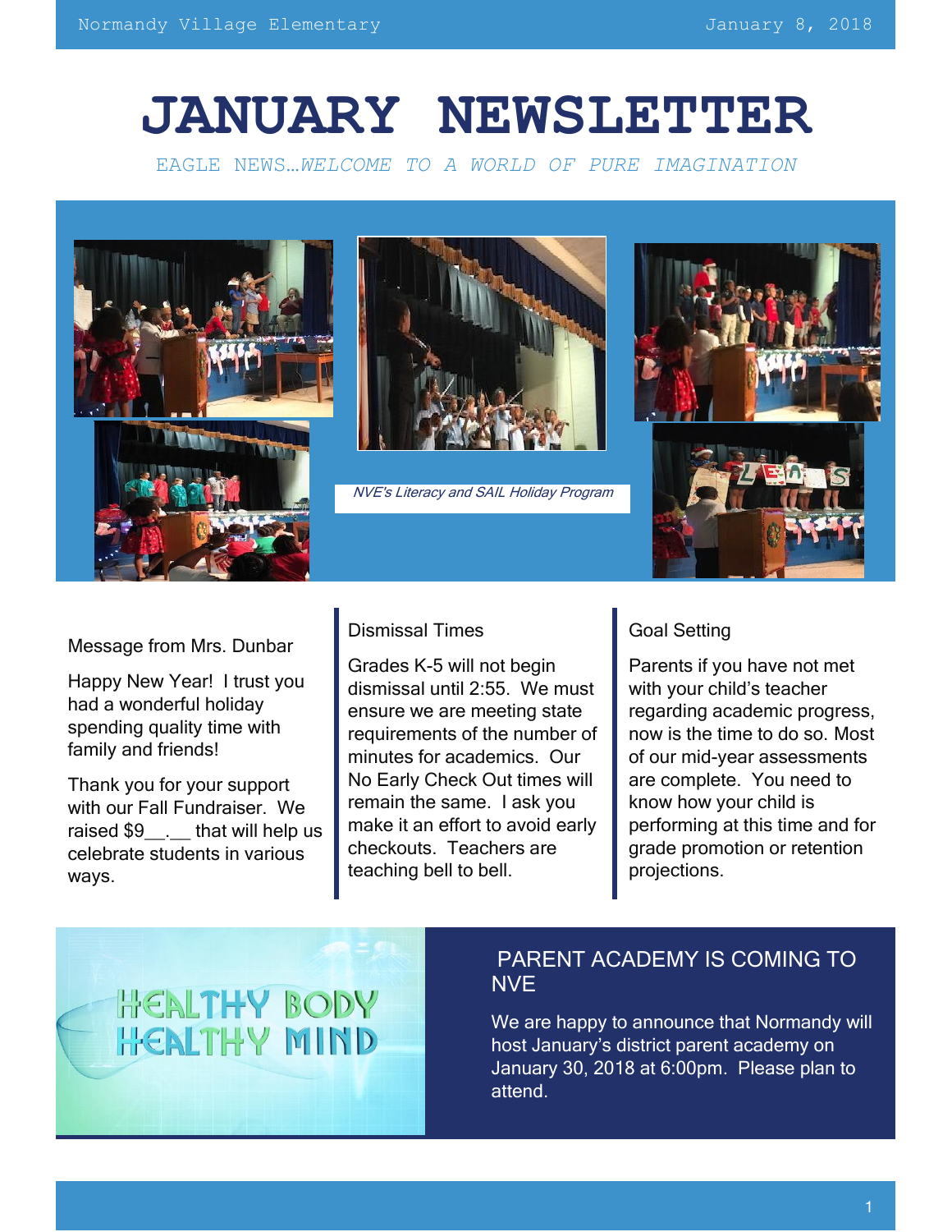# JANUARY NEWSLETTER

EAGLE NEWS…*WELCOME TO A WORLD OF PURE IMAGINATION*

*NVE's Literacy and SAIL Holiday Program*

## Message from Mrs. Dunbar

Happy New Year! I trust you had a wonderful holiday spending quality time with family and friends!

Thank you for your support with our Fall Fundraiser. We raised $9__.__ that will help us celebrate students in various ways.

## Dismissal Times

Grades K-5 will not begin dismissal until 2:55. We must ensure we are meeting state requirements of the number of minutes for academics. Our No Early Check Out times will remain the same. I ask you make it an effort to avoid early checkouts. Teachers are teaching bell to bell.

## Goal Setting

Parents if you have not met with your child's teacher regarding academic progress, now is the time to do so. Most of our mid-year assessments are complete. You need to know how your child is performing at this time and for grade promotion or retention projections.

HEALTHY BODY HEALTHY MIND

## PARENT ACADEMY IS COMING TO NVE

We are happy to announce that Normandy will host January's district parent academy on January 30, 2018 at 6:00pm. Please plan to attend.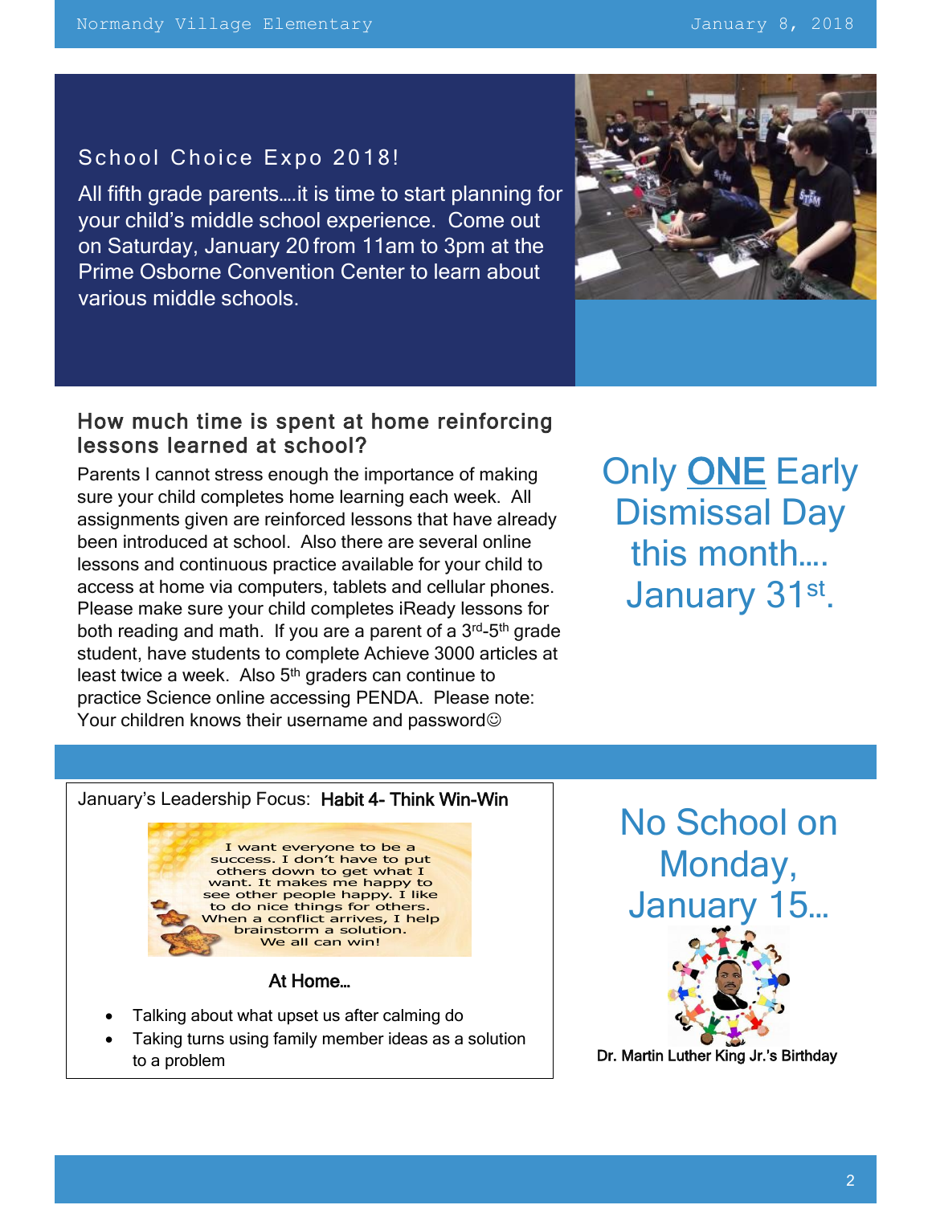## School Choice Expo 2018!

All fifth grade parents….it is time to start planning for your child's middle school experience. Come out on Saturday, January 20 from 11am to 3pm at the Prime Osborne Convention Center to learn about various middle schools.

## How much time is spent at home reinforcing lessons learned at school?

Parents I cannot stress enough the importance of making sure your child completes home learning each week. All assignments given are reinforced lessons that have already been introduced at school. Also there are several online lessons and continuous practice available for your child to access at home via computers, tablets and cellular phones. Please make sure your child completes iReady lessons for both reading and math. If you are a parent of a 3rd-5th grade student, have students to complete Achieve 3000 articles at least twice a week. Also 5th graders can continue to practice Science online accessing PENDA. Please note: Your children knows their username and password☺

## Only ONE Early Dismissal Day this month…. January 31st.

January's Leadership Focus: **Habit 4- Think Win-Win**

I want everyone to be a success. I don't have to put others down to get what I want. It makes me happy to see other people happy. I like to do nice things for others. When a conflict arrives, I help brainstorm a solution. We all can win!

**At Home…**

- Talking about what upset us after calming do
- Taking turns using family member ideas as a solution to a problem

## No School on Monday, January 15…

**Dr. Martin Luther King Jr.'s Birthday**